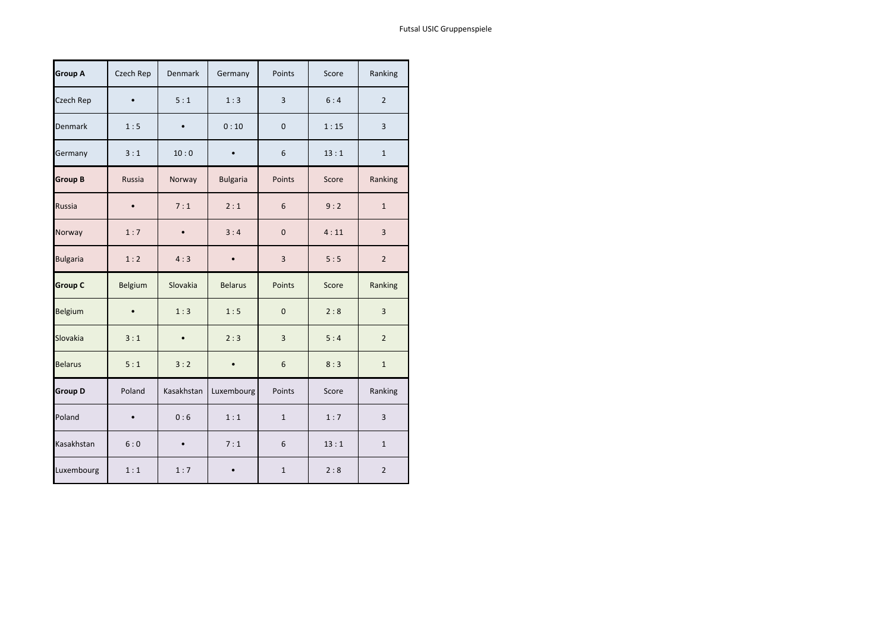Futsal USIC Gruppenspiele

| Group A | Czech Rep | Denmark | Germany | Points | Score | Ranking |
|---|---|---|---|---|---|---|
| Czech Rep | • | 5 : 1 | 1 : 3 | 3 | 6 : 4 | 2 |
| Denmark | 1 : 5 | • | 0 : 10 | 0 | 1 : 15 | 3 |
| Germany | 3 : 1 | 10 : 0 | • | 6 | 13 : 1 | 1 |
| **Group B** | Russia | Norway | Bulgaria | Points | Score | Ranking |
| Russia | • | 7 : 1 | 2 : 1 | 6 | 9 : 2 | 1 |
| Norway | 1 : 7 | • | 3 : 4 | 0 | 4 : 11 | 3 |
| Bulgaria | 1 : 2 | 4 : 3 | • | 3 | 5 : 5 | 2 |
| **Group C** | Belgium | Slovakia | Belarus | Points | Score | Ranking |
| Belgium | • | 1 : 3 | 1 : 5 | 0 | 2 : 8 | 3 |
| Slovakia | 3 : 1 | • | 2 : 3 | 3 | 5 : 4 | 2 |
| Belarus | 5 : 1 | 3 : 2 | • | 6 | 8 : 3 | 1 |
| **Group D** | Poland | Kasakhstan | Luxembourg | Points | Score | Ranking |
| Poland | • | 0 : 6 | 1 : 1 | 1 | 1 : 7 | 3 |
| Kasakhstan | 6 : 0 | • | 7 : 1 | 6 | 13 : 1 | 1 |
| Luxembourg | 1 : 1 | 1 : 7 | • | 1 | 2 : 8 | 2 |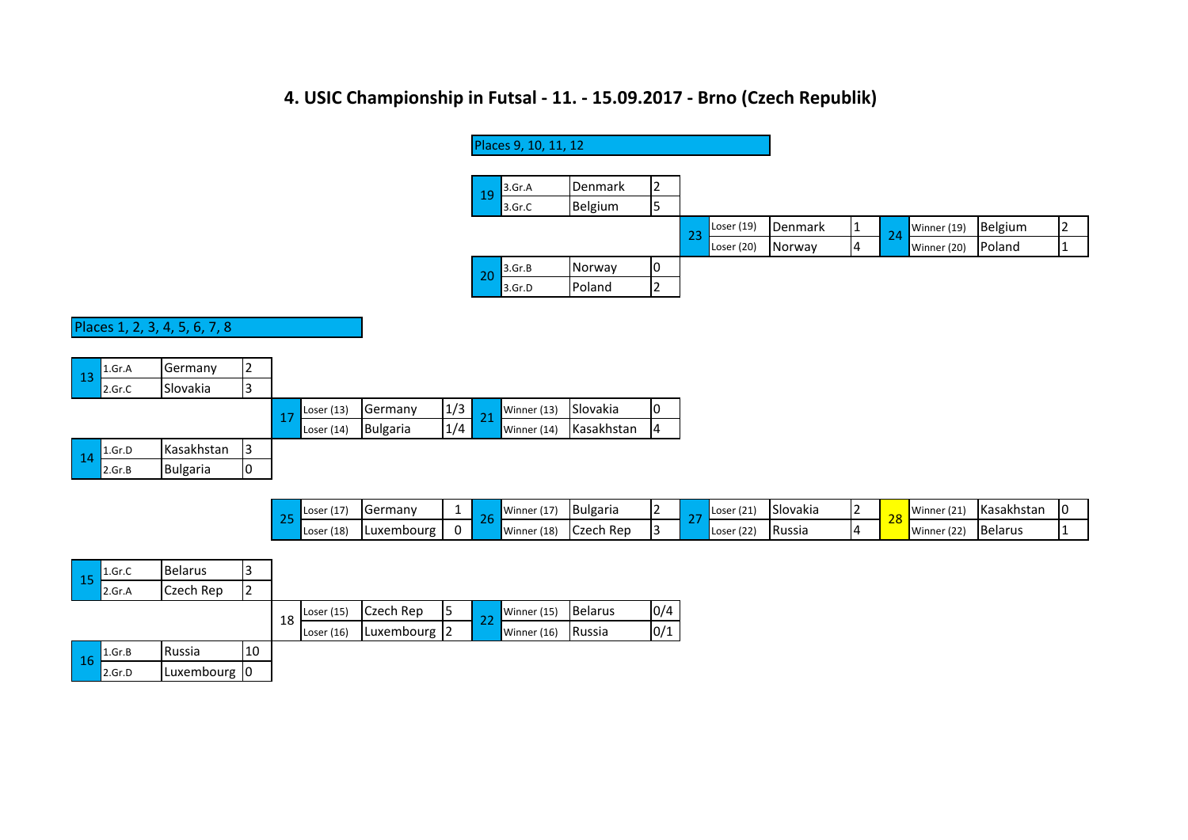# 4. USIC Championship in Futsal - 11. - 15.09.2017 - Brno (Czech Republik)

## Places 9, 10, 11, 12

| Game | Slot | Team | Score |
|---|---|---|---|
| 19 | 3.Gr.A | Denmark | 2 |
| | 3.Gr.C | Belgium | 5 |
| 20 | 3.Gr.B | Norway | 0 |
| | 3.Gr.D | Poland | 2 |
| 23 | Loser (19) | Denmark | 1 |
| | Loser (20) | Norway | 4 |
| 24 | Winner (19) | Belgium | 2 |
| | Winner (20) | Poland | 1 |

## Places 1, 2, 3, 4, 5, 6, 7, 8

| Game | Slot | Team | Score |
|---|---|---|---|
| 13 | 1.Gr.A | Germany | 2 |
| | 2.Gr.C | Slovakia | 3 |
| 14 | 1.Gr.D | Kasakhstan | 3 |
| | 2.Gr.B | Bulgaria | 0 |
| 15 | 1.Gr.C | Belarus | 3 |
| | 2.Gr.A | Czech Rep | 2 |
| 16 | 1.Gr.B | Russia | 10 |
| | 2.Gr.D | Luxembourg | 0 |
| 17 | Loser (13) | Germany | 1/3 |
| | Loser (14) | Bulgaria | 1/4 |
| 18 | Loser (15) | Czech Rep | 5 |
| | Loser (16) | Luxembourg | 2 |
| 21 | Winner (13) | Slovakia | 0 |
| | Winner (14) | Kasakhstan | 4 |
| 22 | Winner (15) | Belarus | 0/4 |
| | Winner (16) | Russia | 0/1 |
| 25 | Loser (17) | Germany | 1 |
| | Loser (18) | Luxembourg | 0 |
| 26 | Winner (17) | Bulgaria | 2 |
| | Winner (18) | Czech Rep | 3 |
| 27 | Loser (21) | Slovakia | 2 |
| | Loser (22) | Russia | 4 |
| 28 | Winner (21) | Kasakhstan | 0 |
| | Winner (22) | Belarus | 1 |